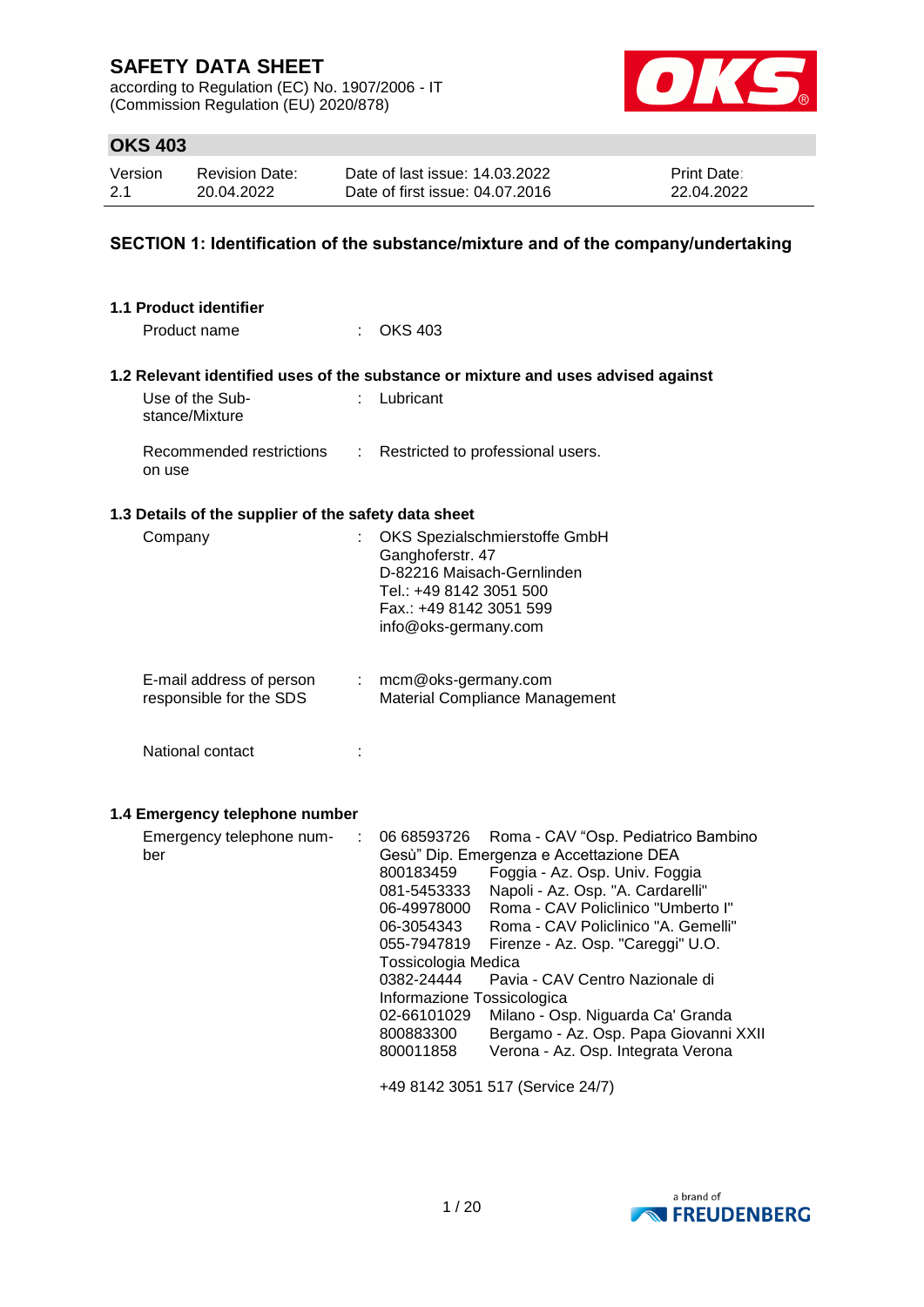# SAFETY DATA SHEET

according to Regulation (EC) No. 1907/2006 - IT
(Commission Regulation (EU) 2020/878)

## OKS 403

| Version | Revision Date: | Date of last issue: 14.03.2022 | Print Date: |
|---|---|---|---|
| 2.1 | 20.04.2022 | Date of first issue: 04.07.2016 | 22.04.2022 |

## SECTION 1: Identification of the substance/mixture and of the company/undertaking

### 1.1 Product identifier

Product name : OKS 403

### 1.2 Relevant identified uses of the substance or mixture and uses advised against

Use of the Substance/Mixture : Lubricant

Recommended restrictions on use : Restricted to professional users.

### 1.3 Details of the supplier of the safety data sheet

Company : OKS Spezialschmierstoffe GmbH
Ganghoferstr. 47
D-82216 Maisach-Gernlinden
Tel.: +49 8142 3051 500
Fax.: +49 8142 3051 599
info@oks-germany.com

E-mail address of person responsible for the SDS : mcm@oks-germany.com
Material Compliance Management

National contact :

### 1.4 Emergency telephone number

Emergency telephone number :

06 68593726 Roma - CAV "Osp. Pediatrico Bambino Gesù" Dip. Emergenza e Accettazione DEA
800183459 Foggia - Az. Osp. Univ. Foggia
081-5453333 Napoli - Az. Osp. "A. Cardarelli"
06-49978000 Roma - CAV Policlinico "Umberto I"
06-3054343 Roma - CAV Policlinico "A. Gemelli"
055-7947819 Firenze - Az. Osp. "Careggi" U.O. Tossicologia Medica
0382-24444 Pavia - CAV Centro Nazionale di Informazione Tossicologica
02-66101029 Milano - Osp. Niguarda Ca' Granda
800883300 Bergamo - Az. Osp. Papa Giovanni XXII
800011858 Verona - Az. Osp. Integrata Verona

+49 8142 3051 517 (Service 24/7)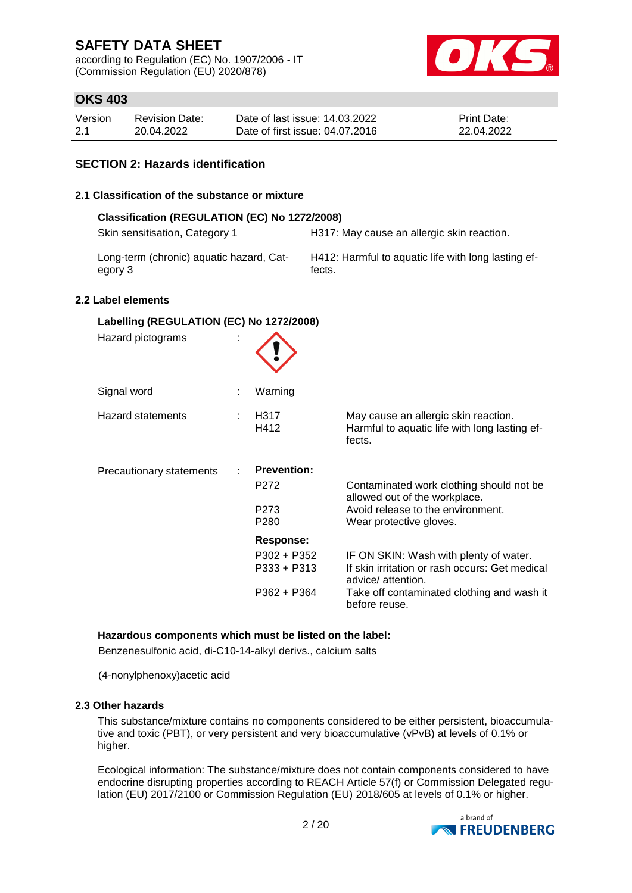## SECTION 2: Hazards identification

### 2.1 Classification of the substance or mixture

**Classification (REGULATION (EC) No 1272/2008)**

| | |
|---|---|
| Skin sensitisation, Category 1 | H317: May cause an allergic skin reaction. |
| Long-term (chronic) aquatic hazard, Category 3 | H412: Harmful to aquatic life with long lasting effects. |

### 2.2 Label elements

**Labelling (REGULATION (EC) No 1272/2008)**

Hazard pictograms :

Signal word : Warning

Hazard statements :

| | |
|---|---|
| H317 | May cause an allergic skin reaction. |
| H412 | Harmful to aquatic life with long lasting effects. |

Precautionary statements :

**Prevention:**

| | |
|---|---|
| P272 | Contaminated work clothing should not be allowed out of the workplace. |
| P273 | Avoid release to the environment. |
| P280 | Wear protective gloves. |

**Response:**

| | |
|---|---|
| P302 + P352 | IF ON SKIN: Wash with plenty of water. |
| P333 + P313 | If skin irritation or rash occurs: Get medical advice/ attention. |
| P362 + P364 | Take off contaminated clothing and wash it before reuse. |

**Hazardous components which must be listed on the label:**

Benzenesulfonic acid, di-C10-14-alkyl derivs., calcium salts

(4-nonylphenoxy)acetic acid

### 2.3 Other hazards

This substance/mixture contains no components considered to be either persistent, bioaccumulative and toxic (PBT), or very persistent and very bioaccumulative (vPvB) at levels of 0.1% or higher.

Ecological information: The substance/mixture does not contain components considered to have endocrine disrupting properties according to REACH Article 57(f) or Commission Delegated regulation (EU) 2017/2100 or Commission Regulation (EU) 2018/605 at levels of 0.1% or higher.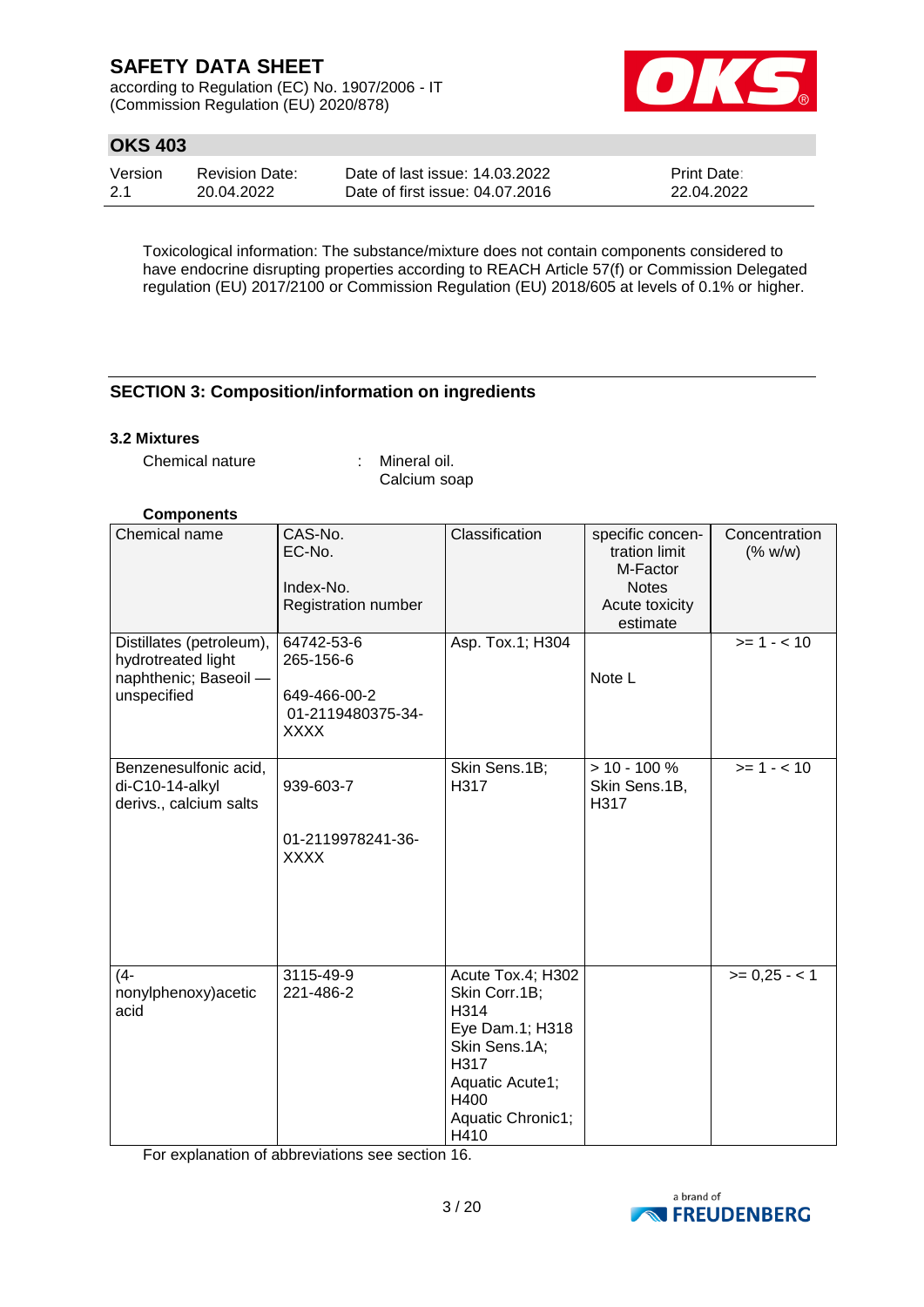Toxicological information: The substance/mixture does not contain components considered to have endocrine disrupting properties according to REACH Article 57(f) or Commission Delegated regulation (EU) 2017/2100 or Commission Regulation (EU) 2018/605 at levels of 0.1% or higher.

## SECTION 3: Composition/information on ingredients

### 3.2 Mixtures

Chemical nature : Mineral oil.
Calcium soap

**Components**

| Chemical name | CAS-No.<br>EC-No.<br><br>Index-No.<br>Registration number | Classification | specific concentration limit<br>M-Factor<br>Notes<br>Acute toxicity estimate | Concentration (% w/w) |
|---|---|---|---|---|
| Distillates (petroleum), hydrotreated light naphthenic; Baseoil — unspecified | 64742-53-6<br>265-156-6<br><br>649-466-00-2<br>01-2119480375-34-XXXX | Asp. Tox.1; H304 | Note L | >= 1 - < 10 |
| Benzenesulfonic acid, di-C10-14-alkyl derivs., calcium salts | 939-603-7<br><br>01-2119978241-36-XXXX | Skin Sens.1B; H317 | > 10 - 100 %<br>Skin Sens.1B, H317 | >= 1 - < 10 |
| (4-nonylphenoxy)acetic acid | 3115-49-9<br>221-486-2 | Acute Tox.4; H302<br>Skin Corr.1B; H314<br>Eye Dam.1; H318<br>Skin Sens.1A; H317<br>Aquatic Acute1; H400<br>Aquatic Chronic1; H410 | | >= 0,25 - < 1 |

For explanation of abbreviations see section 16.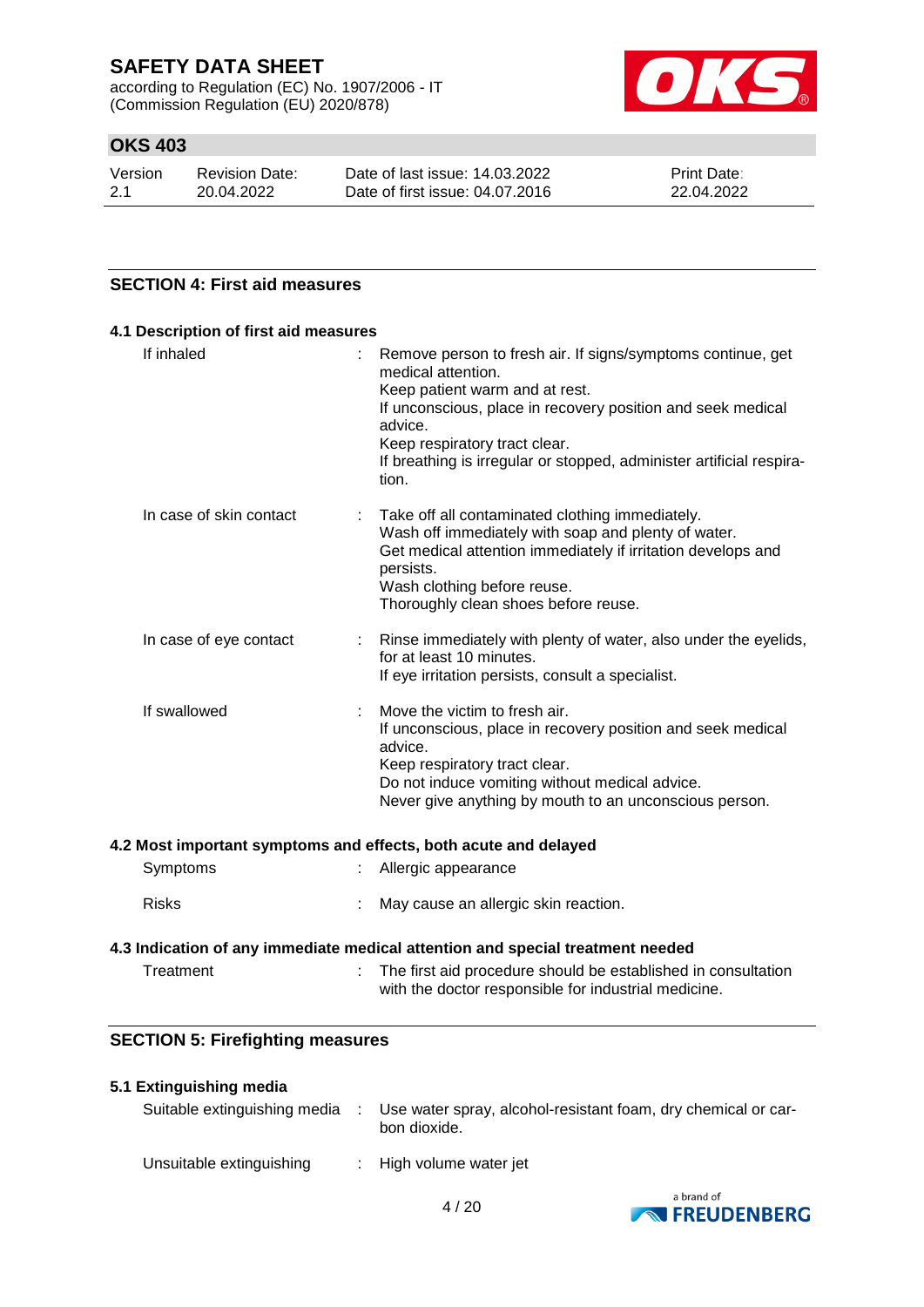## SECTION 4: First aid measures

### 4.1 Description of first aid measures

| | |
|---|---|
| If inhaled | : Remove person to fresh air. If signs/symptoms continue, get medical attention.<br>Keep patient warm and at rest.<br>If unconscious, place in recovery position and seek medical advice.<br>Keep respiratory tract clear.<br>If breathing is irregular or stopped, administer artificial respiration. |
| In case of skin contact | : Take off all contaminated clothing immediately.<br>Wash off immediately with soap and plenty of water.<br>Get medical attention immediately if irritation develops and persists.<br>Wash clothing before reuse.<br>Thoroughly clean shoes before reuse. |
| In case of eye contact | : Rinse immediately with plenty of water, also under the eyelids, for at least 10 minutes.<br>If eye irritation persists, consult a specialist. |
| If swallowed | : Move the victim to fresh air.<br>If unconscious, place in recovery position and seek medical advice.<br>Keep respiratory tract clear.<br>Do not induce vomiting without medical advice.<br>Never give anything by mouth to an unconscious person. |

### 4.2 Most important symptoms and effects, both acute and delayed

| | |
|---|---|
| Symptoms | : Allergic appearance |
| Risks | : May cause an allergic skin reaction. |

### 4.3 Indication of any immediate medical attention and special treatment needed

| | |
|---|---|
| Treatment | : The first aid procedure should be established in consultation with the doctor responsible for industrial medicine. |

## SECTION 5: Firefighting measures

### 5.1 Extinguishing media

| | |
|---|---|
| Suitable extinguishing media | : Use water spray, alcohol-resistant foam, dry chemical or carbon dioxide. |
| Unsuitable extinguishing | : High volume water jet |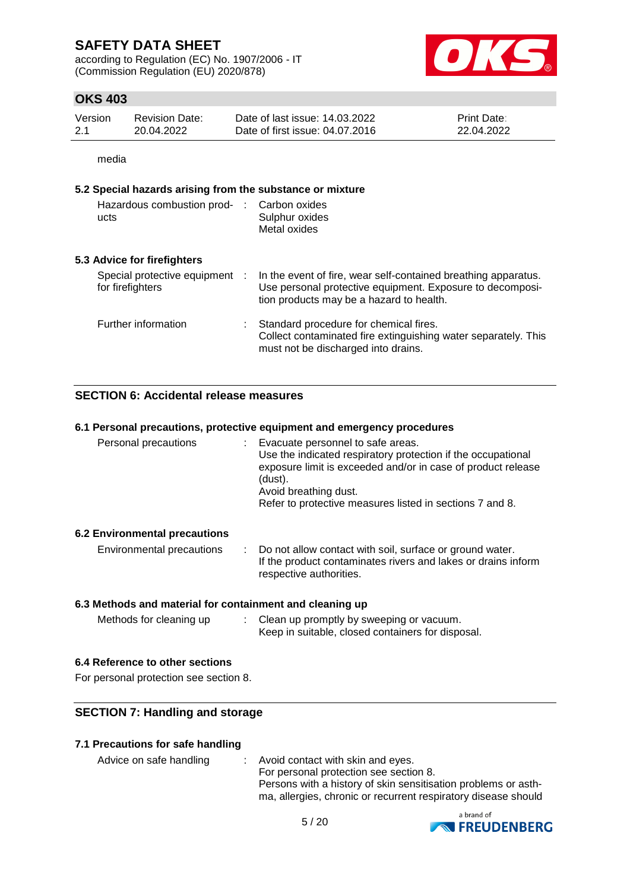media

### 5.2 Special hazards arising from the substance or mixture

| | |
|---|---|
| Hazardous combustion products | : Carbon oxides<br>Sulphur oxides<br>Metal oxides |

### 5.3 Advice for firefighters

| | |
|---|---|
| Special protective equipment for firefighters | : In the event of fire, wear self-contained breathing apparatus. Use personal protective equipment. Exposure to decomposition products may be a hazard to health. |
| Further information | : Standard procedure for chemical fires. Collect contaminated fire extinguishing water separately. This must not be discharged into drains. |

## SECTION 6: Accidental release measures

### 6.1 Personal precautions, protective equipment and emergency procedures

| | |
|---|---|
| Personal precautions | : Evacuate personnel to safe areas.<br>Use the indicated respiratory protection if the occupational exposure limit is exceeded and/or in case of product release (dust).<br>Avoid breathing dust.<br>Refer to protective measures listed in sections 7 and 8. |

### 6.2 Environmental precautions

| | |
|---|---|
| Environmental precautions | : Do not allow contact with soil, surface or ground water.<br>If the product contaminates rivers and lakes or drains inform respective authorities. |

### 6.3 Methods and material for containment and cleaning up

| | |
|---|---|
| Methods for cleaning up | : Clean up promptly by sweeping or vacuum.<br>Keep in suitable, closed containers for disposal. |

### 6.4 Reference to other sections

For personal protection see section 8.

## SECTION 7: Handling and storage

### 7.1 Precautions for safe handling

| | |
|---|---|
| Advice on safe handling | : Avoid contact with skin and eyes.<br>For personal protection see section 8.<br>Persons with a history of skin sensitisation problems or asthma, allergies, chronic or recurrent respiratory disease should |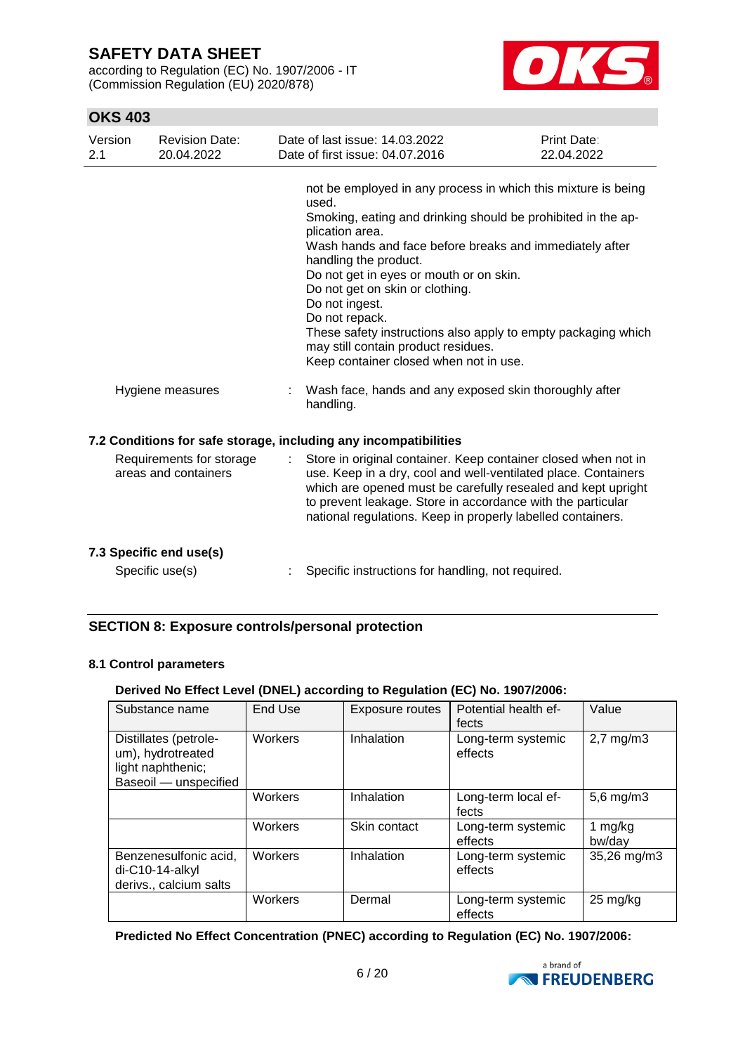not be employed in any process in which this mixture is being used.
Smoking, eating and drinking should be prohibited in the application area.
Wash hands and face before breaks and immediately after handling the product.
Do not get in eyes or mouth or on skin.
Do not get on skin or clothing.
Do not ingest.
Do not repack.
These safety instructions also apply to empty packaging which may still contain product residues.
Keep container closed when not in use.

Hygiene measures : Wash face, hands and any exposed skin thoroughly after handling.

### 7.2 Conditions for safe storage, including any incompatibilities

Requirements for storage areas and containers : Store in original container. Keep container closed when not in use. Keep in a dry, cool and well-ventilated place. Containers which are opened must be carefully resealed and kept upright to prevent leakage. Store in accordance with the particular national regulations. Keep in properly labelled containers.

### 7.3 Specific end use(s)

Specific use(s) : Specific instructions for handling, not required.

## SECTION 8: Exposure controls/personal protection

### 8.1 Control parameters

**Derived No Effect Level (DNEL) according to Regulation (EC) No. 1907/2006:**

| Substance name | End Use | Exposure routes | Potential health effects | Value |
|---|---|---|---|---|
| Distillates (petroleum), hydrotreated light naphthenic; Baseoil — unspecified | Workers | Inhalation | Long-term systemic effects | 2,7 mg/m3 |
| | Workers | Inhalation | Long-term local effects | 5,6 mg/m3 |
| | Workers | Skin contact | Long-term systemic effects | 1 mg/kg bw/day |
| Benzenesulfonic acid, di-C10-14-alkyl derivs., calcium salts | Workers | Inhalation | Long-term systemic effects | 35,26 mg/m3 |
| | Workers | Dermal | Long-term systemic effects | 25 mg/kg |

**Predicted No Effect Concentration (PNEC) according to Regulation (EC) No. 1907/2006:**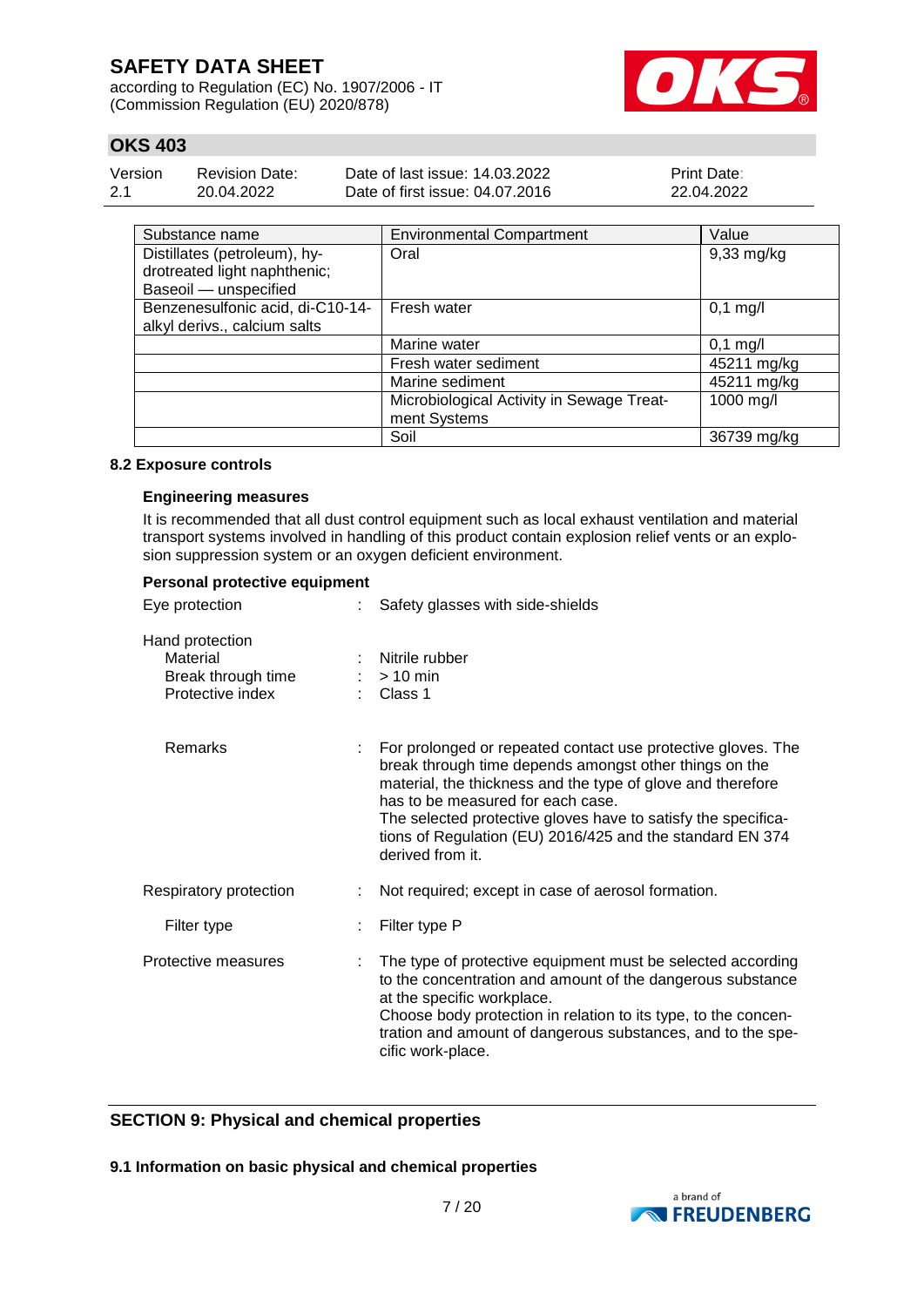| Substance name | Environmental Compartment | Value |
|---|---|---|
| Distillates (petroleum), hydrotreated light naphthenic; Baseoil — unspecified | Oral | 9,33 mg/kg |
| Benzenesulfonic acid, di-C10-14-alkyl derivs., calcium salts | Fresh water | 0,1 mg/l |
| | Marine water | 0,1 mg/l |
| | Fresh water sediment | 45211 mg/kg |
| | Marine sediment | 45211 mg/kg |
| | Microbiological Activity in Sewage Treatment Systems | 1000 mg/l |
| | Soil | 36739 mg/kg |

### 8.2 Exposure controls

**Engineering measures**

It is recommended that all dust control equipment such as local exhaust ventilation and material transport systems involved in handling of this product contain explosion relief vents or an explosion suppression system or an oxygen deficient environment.

**Personal protective equipment**

Eye protection : Safety glasses with side-shields

Hand protection
- Material : Nitrile rubber
- Break through time : > 10 min
- Protective index : Class 1

Remarks : For prolonged or repeated contact use protective gloves. The break through time depends amongst other things on the material, the thickness and the type of glove and therefore has to be measured for each case. The selected protective gloves have to satisfy the specifications of Regulation (EU) 2016/425 and the standard EN 374 derived from it.

Respiratory protection : Not required; except in case of aerosol formation.

Filter type : Filter type P

Protective measures : The type of protective equipment must be selected according to the concentration and amount of the dangerous substance at the specific workplace. Choose body protection in relation to its type, to the concentration and amount of dangerous substances, and to the specific work-place.

## SECTION 9: Physical and chemical properties

### 9.1 Information on basic physical and chemical properties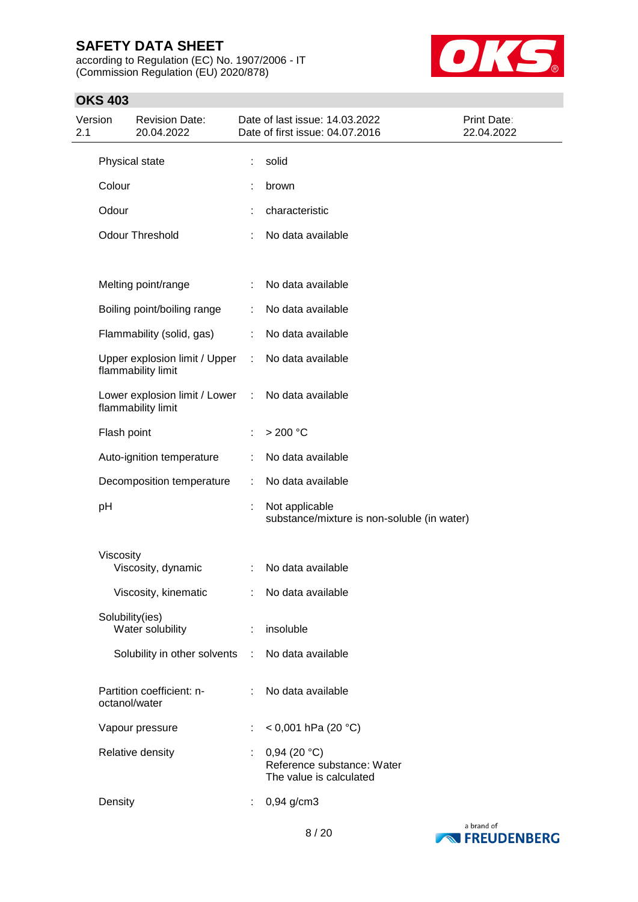| | | |
|---|---|---|
| Physical state | : | solid |
| Colour | : | brown |
| Odour | : | characteristic |
| Odour Threshold | : | No data available |
| Melting point/range | : | No data available |
| Boiling point/boiling range | : | No data available |
| Flammability (solid, gas) | : | No data available |
| Upper explosion limit / Upper flammability limit | : | No data available |
| Lower explosion limit / Lower flammability limit | : | No data available |
| Flash point | : | > 200 °C |
| Auto-ignition temperature | : | No data available |
| Decomposition temperature | : | No data available |
| pH | : | Not applicable<br>substance/mixture is non-soluble (in water) |
| Viscosity | | |
| Viscosity, dynamic | : | No data available |
| Viscosity, kinematic | : | No data available |
| Solubility(ies) | | |
| Water solubility | : | insoluble |
| Solubility in other solvents | : | No data available |
| Partition coefficient: n-octanol/water | : | No data available |
| Vapour pressure | : | < 0,001 hPa (20 °C) |
| Relative density | : | 0,94 (20 °C)<br>Reference substance: Water<br>The value is calculated |
| Density | : | 0,94 g/cm3 |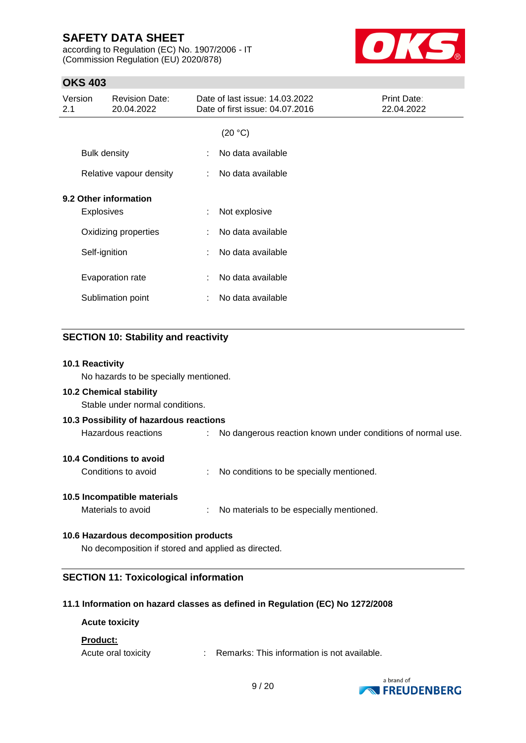(20 °C)

Bulk density : No data available

Relative vapour density : No data available

**9.2 Other information**

Explosives : Not explosive

Oxidizing properties : No data available

Self-ignition : No data available

Evaporation rate : No data available

Sublimation point : No data available

## SECTION 10: Stability and reactivity

**10.1 Reactivity**

No hazards to be specially mentioned.

**10.2 Chemical stability**

Stable under normal conditions.

**10.3 Possibility of hazardous reactions**

Hazardous reactions : No dangerous reaction known under conditions of normal use.

**10.4 Conditions to avoid**

Conditions to avoid : No conditions to be specially mentioned.

**10.5 Incompatible materials**

Materials to avoid : No materials to be especially mentioned.

**10.6 Hazardous decomposition products**

No decomposition if stored and applied as directed.

## SECTION 11: Toxicological information

**11.1 Information on hazard classes as defined in Regulation (EC) No 1272/2008**

**Acute toxicity**

**Product:**

Acute oral toxicity : Remarks: This information is not available.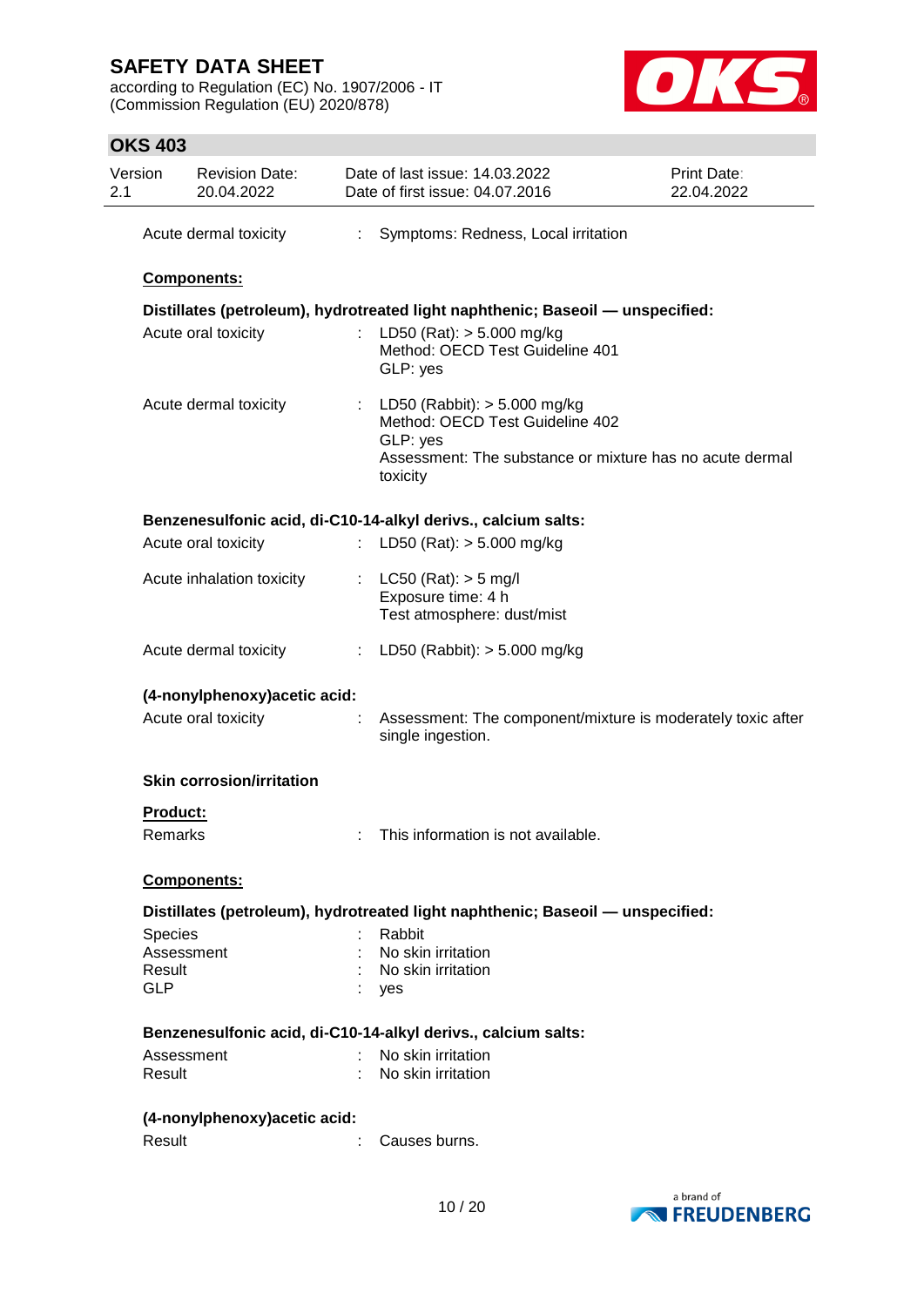Acute dermal toxicity : Symptoms: Redness, Local irritation

**Components:**

**Distillates (petroleum), hydrotreated light naphthenic; Baseoil — unspecified:**

Acute oral toxicity : LD50 (Rat): > 5.000 mg/kg
Method: OECD Test Guideline 401
GLP: yes

Acute dermal toxicity : LD50 (Rabbit): > 5.000 mg/kg
Method: OECD Test Guideline 402
GLP: yes
Assessment: The substance or mixture has no acute dermal toxicity

**Benzenesulfonic acid, di-C10-14-alkyl derivs., calcium salts:**

Acute oral toxicity : LD50 (Rat): > 5.000 mg/kg

Acute inhalation toxicity : LC50 (Rat): > 5 mg/l
Exposure time: 4 h
Test atmosphere: dust/mist

Acute dermal toxicity : LD50 (Rabbit): > 5.000 mg/kg

**(4-nonylphenoxy)acetic acid:**

Acute oral toxicity : Assessment: The component/mixture is moderately toxic after single ingestion.

**Skin corrosion/irritation**

**Product:**

Remarks : This information is not available.

**Components:**

**Distillates (petroleum), hydrotreated light naphthenic; Baseoil — unspecified:**

Species : Rabbit
Assessment : No skin irritation
Result : No skin irritation
GLP : yes

**Benzenesulfonic acid, di-C10-14-alkyl derivs., calcium salts:**

Assessment : No skin irritation
Result : No skin irritation

**(4-nonylphenoxy)acetic acid:**

Result : Causes burns.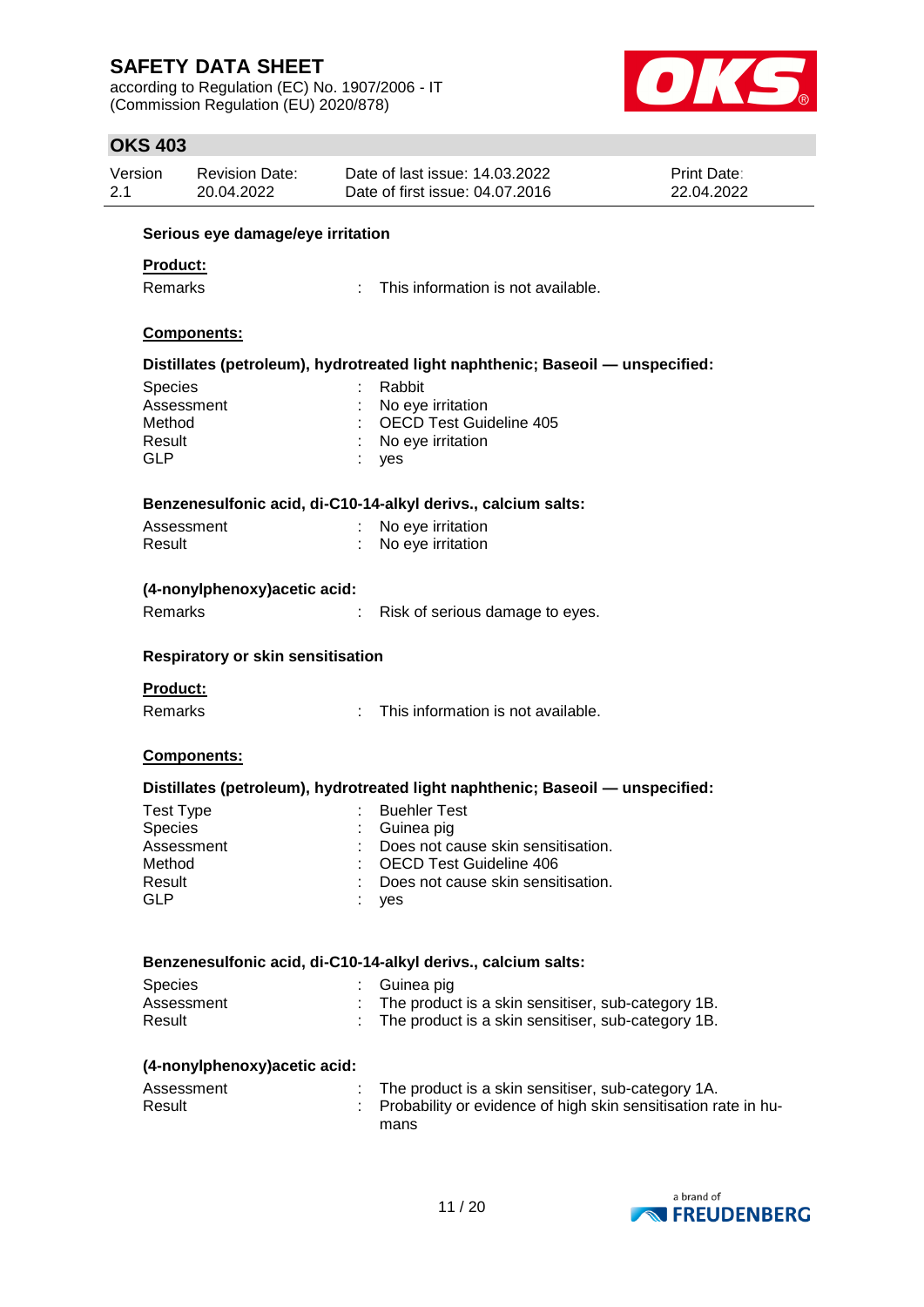**Serious eye damage/eye irritation**

**Product:**

Remarks : This information is not available.

**Components:**

**Distillates (petroleum), hydrotreated light naphthenic; Baseoil — unspecified:**

Species : Rabbit
Assessment : No eye irritation
Method : OECD Test Guideline 405
Result : No eye irritation
GLP : yes

**Benzenesulfonic acid, di-C10-14-alkyl derivs., calcium salts:**

Assessment : No eye irritation
Result : No eye irritation

**(4-nonylphenoxy)acetic acid:**

Remarks : Risk of serious damage to eyes.

**Respiratory or skin sensitisation**

**Product:**

Remarks : This information is not available.

**Components:**

**Distillates (petroleum), hydrotreated light naphthenic; Baseoil — unspecified:**

Test Type : Buehler Test
Species : Guinea pig
Assessment : Does not cause skin sensitisation.
Method : OECD Test Guideline 406
Result : Does not cause skin sensitisation.
GLP : yes

**Benzenesulfonic acid, di-C10-14-alkyl derivs., calcium salts:**

Species : Guinea pig
Assessment : The product is a skin sensitiser, sub-category 1B.
Result : The product is a skin sensitiser, sub-category 1B.

**(4-nonylphenoxy)acetic acid:**

Assessment : The product is a skin sensitiser, sub-category 1A.
Result : Probability or evidence of high skin sensitisation rate in humans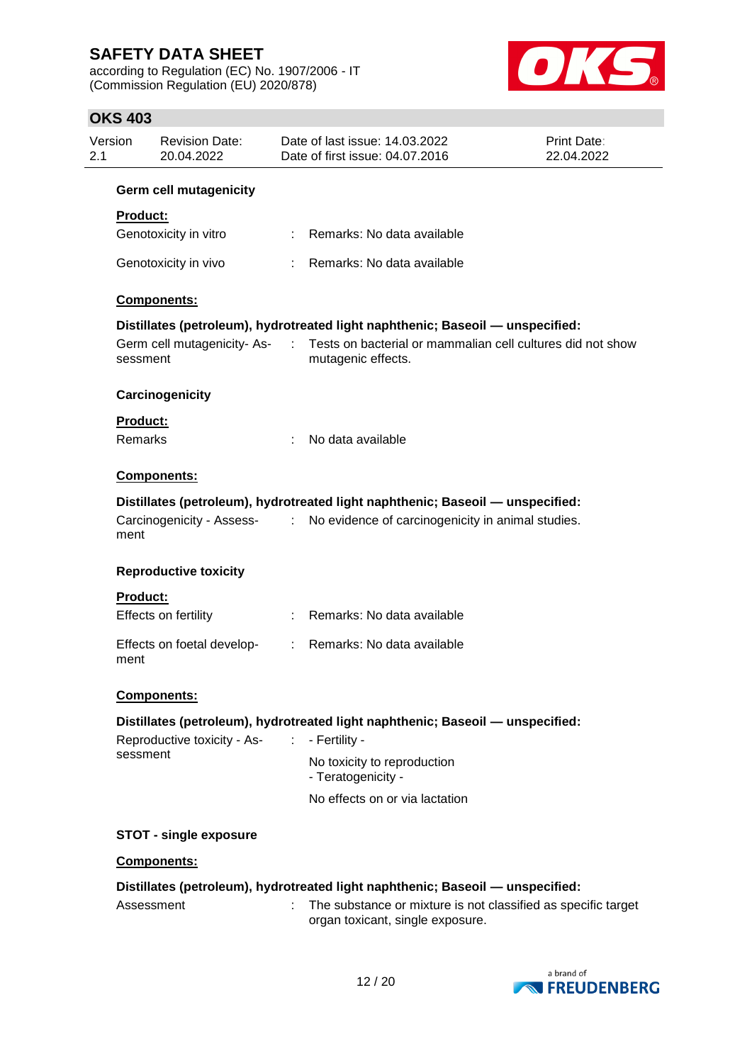**Germ cell mutagenicity**

**Product:**

Genotoxicity in vitro : Remarks: No data available

Genotoxicity in vivo : Remarks: No data available

**Components:**

**Distillates (petroleum), hydrotreated light naphthenic; Baseoil — unspecified:**

Germ cell mutagenicity- Assessment : Tests on bacterial or mammalian cell cultures did not show mutagenic effects.

**Carcinogenicity**

**Product:**

Remarks : No data available

**Components:**

**Distillates (petroleum), hydrotreated light naphthenic; Baseoil — unspecified:**

Carcinogenicity - Assessment : No evidence of carcinogenicity in animal studies.

**Reproductive toxicity**

**Product:**

Effects on fertility : Remarks: No data available

Effects on foetal development : Remarks: No data available

**Components:**

**Distillates (petroleum), hydrotreated light naphthenic; Baseoil — unspecified:**

Reproductive toxicity - Assessment : - Fertility -

No toxicity to reproduction
- Teratogenicity -

No effects on or via lactation

**STOT - single exposure**

**Components:**

**Distillates (petroleum), hydrotreated light naphthenic; Baseoil — unspecified:**

Assessment : The substance or mixture is not classified as specific target organ toxicant, single exposure.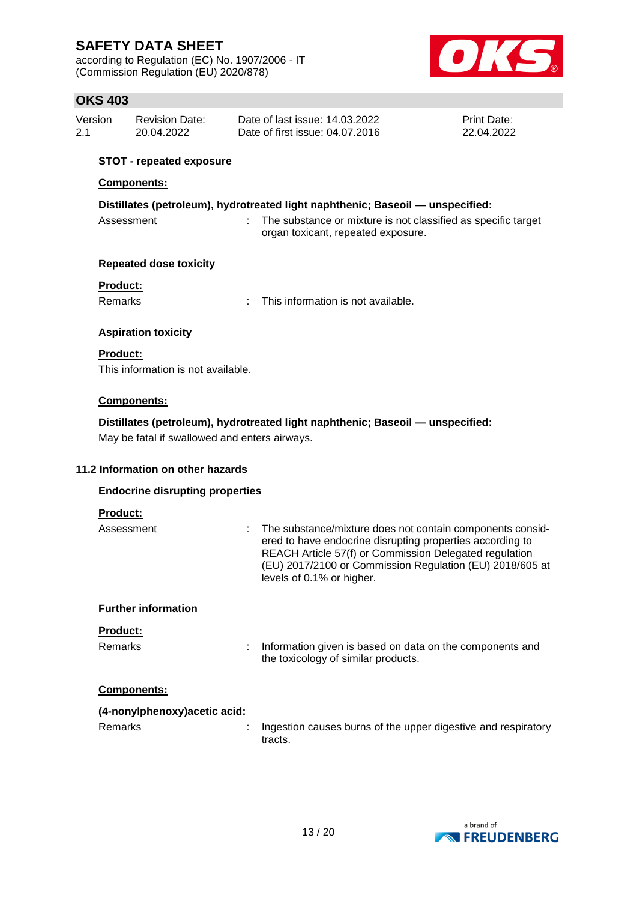**STOT - repeated exposure**

**Components:**

**Distillates (petroleum), hydrotreated light naphthenic; Baseoil — unspecified:**

| | | |
|---|---|---|
| Assessment | : | The substance or mixture is not classified as specific target organ toxicant, repeated exposure. |

**Repeated dose toxicity**

**Product:**

| | | |
|---|---|---|
| Remarks | : | This information is not available. |

**Aspiration toxicity**

**Product:**

This information is not available.

**Components:**

**Distillates (petroleum), hydrotreated light naphthenic; Baseoil — unspecified:**

May be fatal if swallowed and enters airways.

**11.2 Information on other hazards**

**Endocrine disrupting properties**

**Product:**

| | | |
|---|---|---|
| Assessment | : | The substance/mixture does not contain components considered to have endocrine disrupting properties according to REACH Article 57(f) or Commission Delegated regulation (EU) 2017/2100 or Commission Regulation (EU) 2018/605 at levels of 0.1% or higher. |

**Further information**

**Product:**

| | | |
|---|---|---|
| Remarks | : | Information given is based on data on the components and the toxicology of similar products. |

**Components:**

**(4-nonylphenoxy)acetic acid:**

| | | |
|---|---|---|
| Remarks | : | Ingestion causes burns of the upper digestive and respiratory tracts. |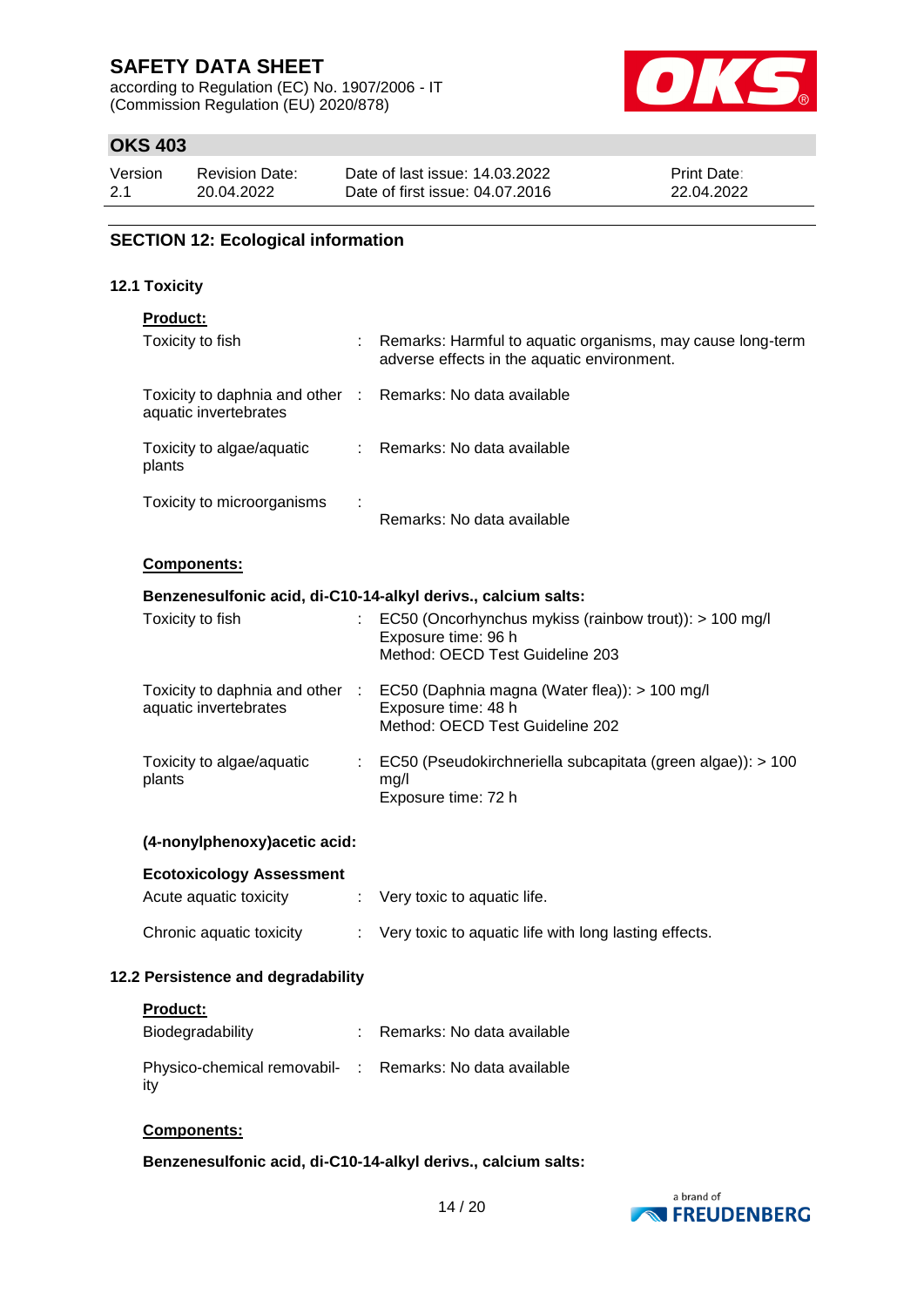## SECTION 12: Ecological information

### 12.1 Toxicity

**Product:**

| | | |
|---|---|---|
| Toxicity to fish | : | Remarks: Harmful to aquatic organisms, may cause long-term adverse effects in the aquatic environment. |
| Toxicity to daphnia and other aquatic invertebrates | : | Remarks: No data available |
| Toxicity to algae/aquatic plants | : | Remarks: No data available |
| Toxicity to microorganisms | : | Remarks: No data available |

**Components:**

**Benzenesulfonic acid, di-C10-14-alkyl derivs., calcium salts:**

| | | |
|---|---|---|
| Toxicity to fish | : | EC50 (Oncorhynchus mykiss (rainbow trout)): > 100 mg/l<br>Exposure time: 96 h<br>Method: OECD Test Guideline 203 |
| Toxicity to daphnia and other aquatic invertebrates | : | EC50 (Daphnia magna (Water flea)): > 100 mg/l<br>Exposure time: 48 h<br>Method: OECD Test Guideline 202 |
| Toxicity to algae/aquatic plants | : | EC50 (Pseudokirchneriella subcapitata (green algae)): > 100 mg/l<br>Exposure time: 72 h |

**(4-nonylphenoxy)acetic acid:**

**Ecotoxicology Assessment**

| | | |
|---|---|---|
| Acute aquatic toxicity | : | Very toxic to aquatic life. |
| Chronic aquatic toxicity | : | Very toxic to aquatic life with long lasting effects. |

### 12.2 Persistence and degradability

**Product:**

| | | |
|---|---|---|
| Biodegradability | : | Remarks: No data available |
| Physico-chemical removability | : | Remarks: No data available |

**Components:**

**Benzenesulfonic acid, di-C10-14-alkyl derivs., calcium salts:**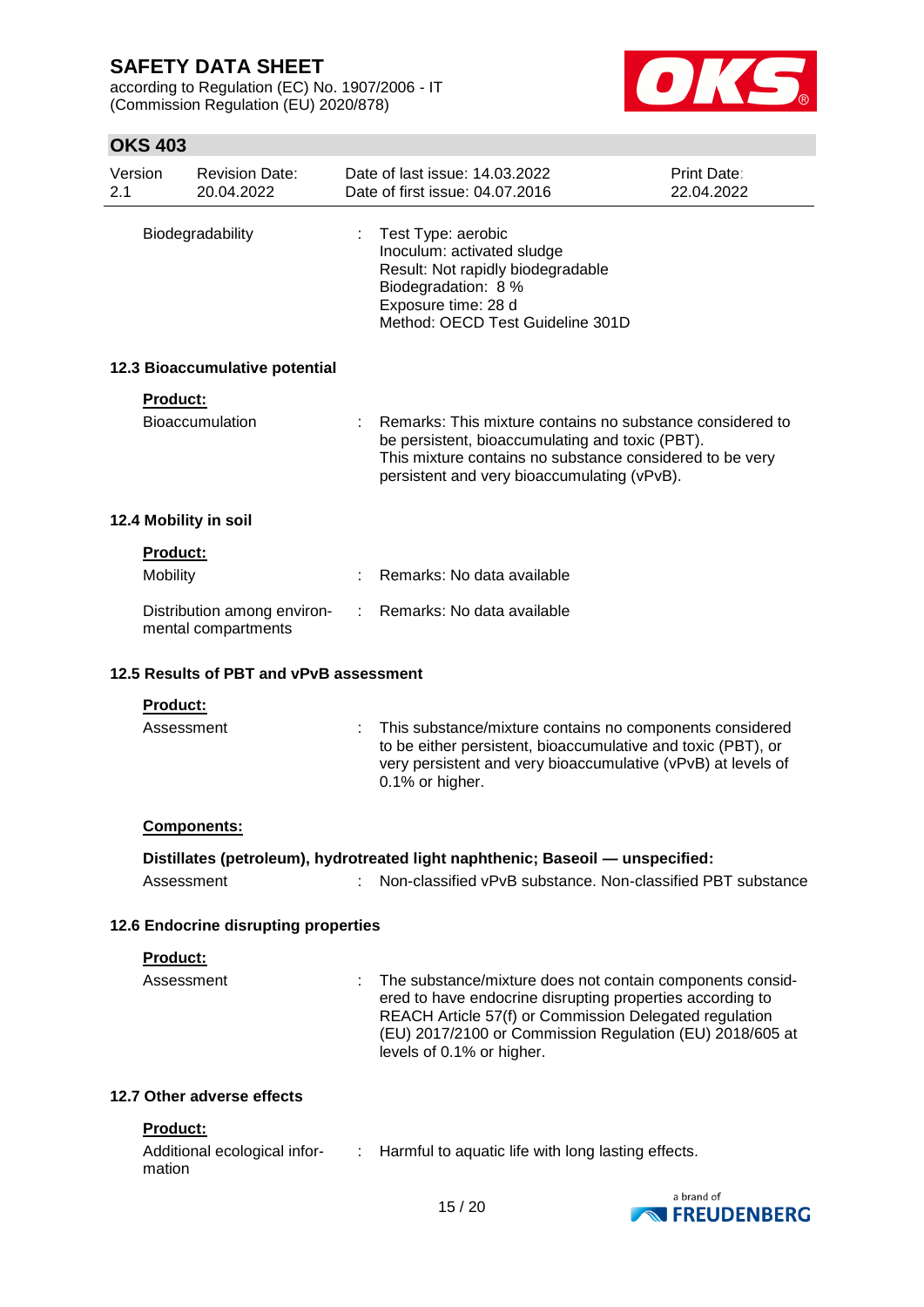| | | |
|---|---|---|
| Biodegradability | : | Test Type: aerobic<br>Inoculum: activated sludge<br>Result: Not rapidly biodegradable<br>Biodegradation: 8 %<br>Exposure time: 28 d<br>Method: OECD Test Guideline 301D |

### 12.3 Bioaccumulative potential

**Product:**

| | | |
|---|---|---|
| Bioaccumulation | : | Remarks: This mixture contains no substance considered to be persistent, bioaccumulating and toxic (PBT).<br>This mixture contains no substance considered to be very persistent and very bioaccumulating (vPvB). |

### 12.4 Mobility in soil

**Product:**

| | | |
|---|---|---|
| Mobility | : | Remarks: No data available |
| Distribution among environmental compartments | : | Remarks: No data available |

### 12.5 Results of PBT and vPvB assessment

**Product:**

| | | |
|---|---|---|
| Assessment | : | This substance/mixture contains no components considered to be either persistent, bioaccumulative and toxic (PBT), or very persistent and very bioaccumulative (vPvB) at levels of 0.1% or higher. |

**Components:**

**Distillates (petroleum), hydrotreated light naphthenic; Baseoil — unspecified:**

| | | |
|---|---|---|
| Assessment | : | Non-classified vPvB substance. Non-classified PBT substance |

### 12.6 Endocrine disrupting properties

**Product:**

| | | |
|---|---|---|
| Assessment | : | The substance/mixture does not contain components considered to have endocrine disrupting properties according to REACH Article 57(f) or Commission Delegated regulation (EU) 2017/2100 or Commission Regulation (EU) 2018/605 at levels of 0.1% or higher. |

### 12.7 Other adverse effects

**Product:**

| | | |
|---|---|---|
| Additional ecological information | : | Harmful to aquatic life with long lasting effects. |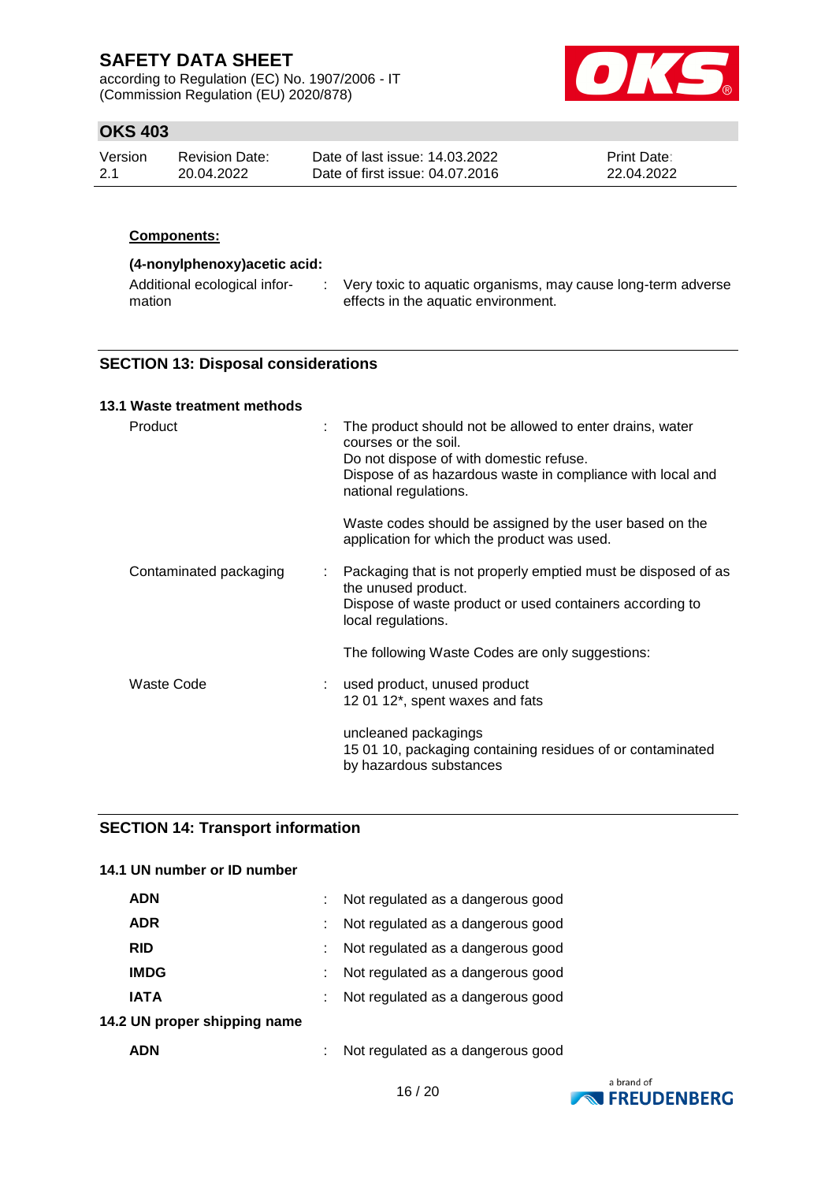**Components:**

**(4-nonylphenoxy)acetic acid:**

| | |
|---|---|
| Additional ecological information | : Very toxic to aquatic organisms, may cause long-term adverse effects in the aquatic environment. |

## SECTION 13: Disposal considerations

### 13.1 Waste treatment methods

| | |
|---|---|
| Product | : The product should not be allowed to enter drains, water courses or the soil.<br>Do not dispose of with domestic refuse.<br>Dispose of as hazardous waste in compliance with local and national regulations.<br><br>Waste codes should be assigned by the user based on the application for which the product was used. |
| Contaminated packaging | : Packaging that is not properly emptied must be disposed of as the unused product.<br>Dispose of waste product or used containers according to local regulations.<br><br>The following Waste Codes are only suggestions: |
| Waste Code | : used product, unused product<br>12 01 12*, spent waxes and fats<br><br>uncleaned packagings<br>15 01 10, packaging containing residues of or contaminated by hazardous substances |

## SECTION 14: Transport information

### 14.1 UN number or ID number

| | |
|---|---|
| **ADN** | : Not regulated as a dangerous good |
| **ADR** | : Not regulated as a dangerous good |
| **RID** | : Not regulated as a dangerous good |
| **IMDG** | : Not regulated as a dangerous good |
| **IATA** | : Not regulated as a dangerous good |

### 14.2 UN proper shipping name

| | |
|---|---|
| **ADN** | : Not regulated as a dangerous good |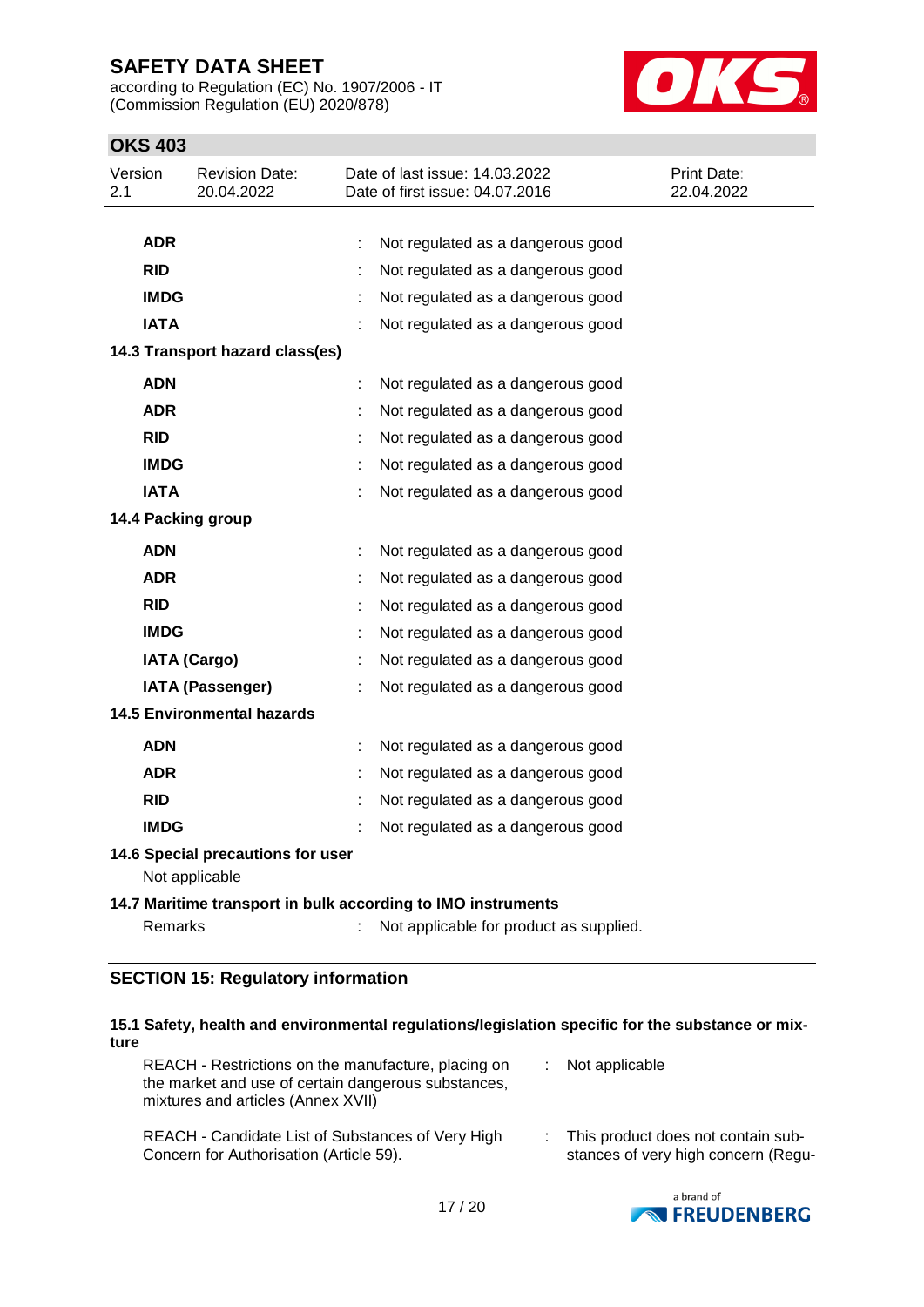| | | |
|---|---|---|
| **ADR** | : | Not regulated as a dangerous good |
| **RID** | : | Not regulated as a dangerous good |
| **IMDG** | : | Not regulated as a dangerous good |
| **IATA** | : | Not regulated as a dangerous good |

**14.3 Transport hazard class(es)**

| | | |
|---|---|---|
| **ADN** | : | Not regulated as a dangerous good |
| **ADR** | : | Not regulated as a dangerous good |
| **RID** | : | Not regulated as a dangerous good |
| **IMDG** | : | Not regulated as a dangerous good |
| **IATA** | : | Not regulated as a dangerous good |

**14.4 Packing group**

| | | |
|---|---|---|
| **ADN** | : | Not regulated as a dangerous good |
| **ADR** | : | Not regulated as a dangerous good |
| **RID** | : | Not regulated as a dangerous good |
| **IMDG** | : | Not regulated as a dangerous good |
| **IATA (Cargo)** | : | Not regulated as a dangerous good |
| **IATA (Passenger)** | : | Not regulated as a dangerous good |

**14.5 Environmental hazards**

| | | |
|---|---|---|
| **ADN** | : | Not regulated as a dangerous good |
| **ADR** | : | Not regulated as a dangerous good |
| **RID** | : | Not regulated as a dangerous good |
| **IMDG** | : | Not regulated as a dangerous good |

**14.6 Special precautions for user**

Not applicable

**14.7 Maritime transport in bulk according to IMO instruments**

Remarks : Not applicable for product as supplied.

## SECTION 15: Regulatory information

**15.1 Safety, health and environmental regulations/legislation specific for the substance or mixture**

| | | |
|---|---|---|
| REACH - Restrictions on the manufacture, placing on the market and use of certain dangerous substances, mixtures and articles (Annex XVII) | : | Not applicable |
| REACH - Candidate List of Substances of Very High Concern for Authorisation (Article 59). | : | This product does not contain substances of very high concern (Regu- |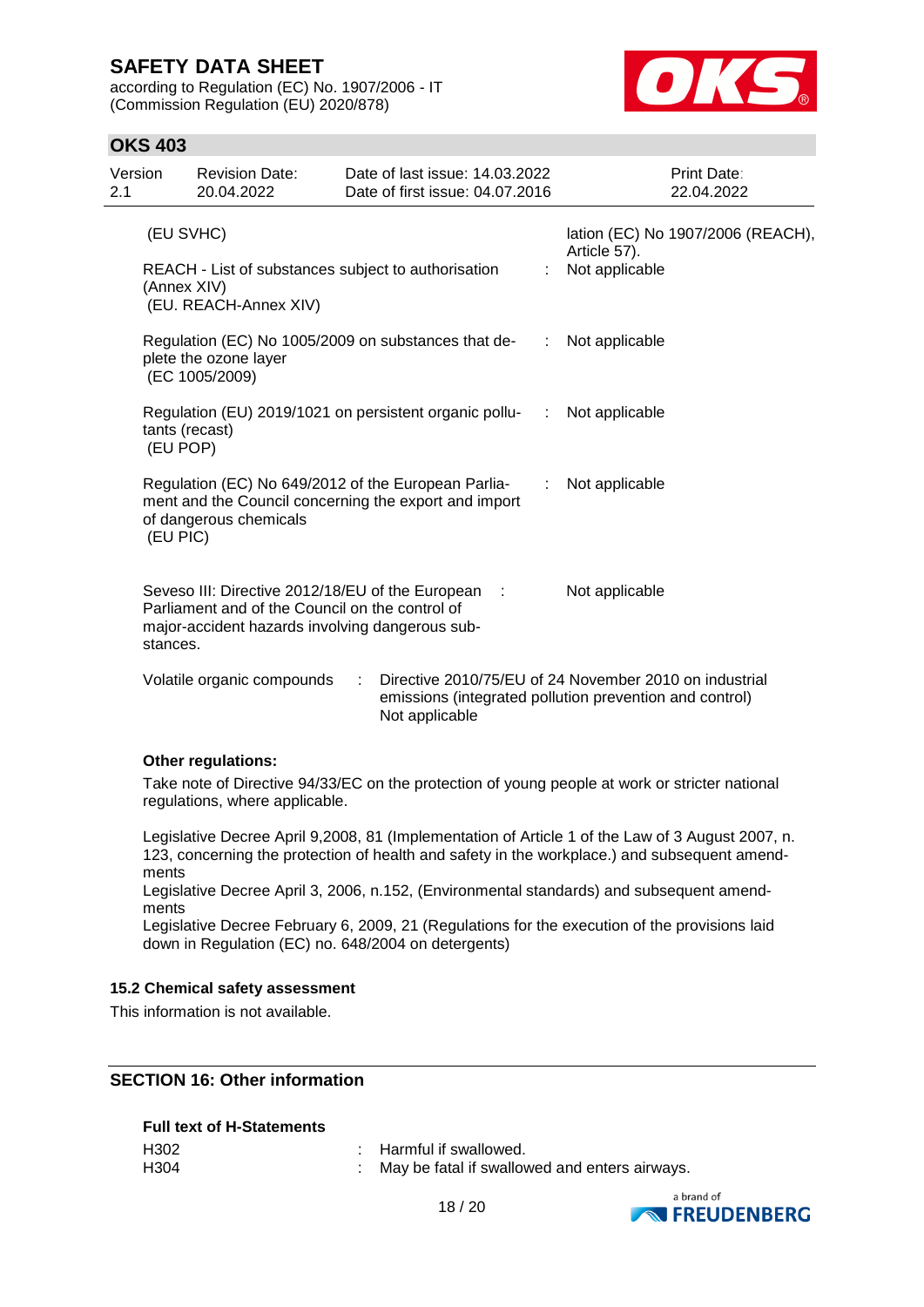| | | |
|---|---|---|
| (EU SVHC) | | lation (EC) No 1907/2006 (REACH), Article 57). |
| REACH - List of substances subject to authorisation (Annex XIV) (EU. REACH-Annex XIV) | : | Not applicable |
| Regulation (EC) No 1005/2009 on substances that deplete the ozone layer (EC 1005/2009) | : | Not applicable |
| Regulation (EU) 2019/1021 on persistent organic pollutants (recast) (EU POP) | : | Not applicable |
| Regulation (EC) No 649/2012 of the European Parliament and the Council concerning the export and import of dangerous chemicals (EU PIC) | : | Not applicable |
| Seveso III: Directive 2012/18/EU of the European Parliament and of the Council on the control of major-accident hazards involving dangerous substances. | : | Not applicable |

Volatile organic compounds : Directive 2010/75/EU of 24 November 2010 on industrial emissions (integrated pollution prevention and control)
Not applicable

**Other regulations:**

Take note of Directive 94/33/EC on the protection of young people at work or stricter national regulations, where applicable.

Legislative Decree April 9,2008, 81 (Implementation of Article 1 of the Law of 3 August 2007, n. 123, concerning the protection of health and safety in the workplace.) and subsequent amendments
Legislative Decree April 3, 2006, n.152, (Environmental standards) and subsequent amendments
Legislative Decree February 6, 2009, 21 (Regulations for the execution of the provisions laid down in Regulation (EC) no. 648/2004 on detergents)

### 15.2 Chemical safety assessment

This information is not available.

## SECTION 16: Other information

**Full text of H-Statements**

| | | |
|---|---|---|
| H302 | : | Harmful if swallowed. |
| H304 | : | May be fatal if swallowed and enters airways. |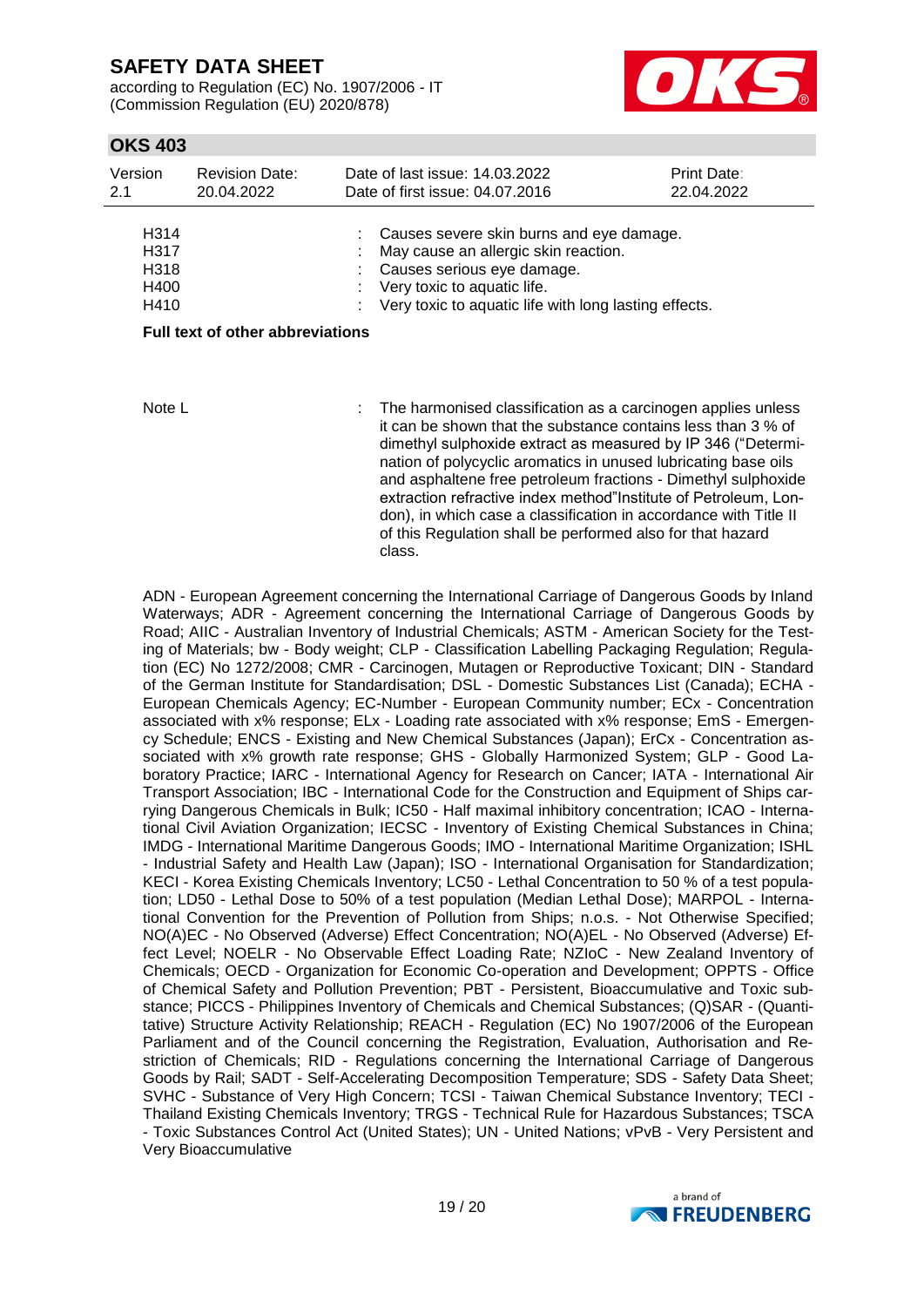| | | |
|---|---|---|
| H314 | : | Causes severe skin burns and eye damage. |
| H317 | : | May cause an allergic skin reaction. |
| H318 | : | Causes serious eye damage. |
| H400 | : | Very toxic to aquatic life. |
| H410 | : | Very toxic to aquatic life with long lasting effects. |

**Full text of other abbreviations**

| | | |
|---|---|---|
| Note L | : | The harmonised classification as a carcinogen applies unless it can be shown that the substance contains less than 3 % of dimethyl sulphoxide extract as measured by IP 346 ("Determination of polycyclic aromatics in unused lubricating base oils and asphaltene free petroleum fractions - Dimethyl sulphoxide extraction refractive index method"Institute of Petroleum, London), in which case a classification in accordance with Title II of this Regulation shall be performed also for that hazard class. |

ADN - European Agreement concerning the International Carriage of Dangerous Goods by Inland Waterways; ADR - Agreement concerning the International Carriage of Dangerous Goods by Road; AIIC - Australian Inventory of Industrial Chemicals; ASTM - American Society for the Testing of Materials; bw - Body weight; CLP - Classification Labelling Packaging Regulation; Regulation (EC) No 1272/2008; CMR - Carcinogen, Mutagen or Reproductive Toxicant; DIN - Standard of the German Institute for Standardisation; DSL - Domestic Substances List (Canada); ECHA - European Chemicals Agency; EC-Number - European Community number; ECx - Concentration associated with x% response; ELx - Loading rate associated with x% response; EmS - Emergency Schedule; ENCS - Existing and New Chemical Substances (Japan); ErCx - Concentration associated with x% growth rate response; GHS - Globally Harmonized System; GLP - Good Laboratory Practice; IARC - International Agency for Research on Cancer; IATA - International Air Transport Association; IBC - International Code for the Construction and Equipment of Ships carrying Dangerous Chemicals in Bulk; IC50 - Half maximal inhibitory concentration; ICAO - International Civil Aviation Organization; IECSC - Inventory of Existing Chemical Substances in China; IMDG - International Maritime Dangerous Goods; IMO - International Maritime Organization; ISHL - Industrial Safety and Health Law (Japan); ISO - International Organisation for Standardization; KECI - Korea Existing Chemicals Inventory; LC50 - Lethal Concentration to 50 % of a test population; LD50 - Lethal Dose to 50% of a test population (Median Lethal Dose); MARPOL - International Convention for the Prevention of Pollution from Ships; n.o.s. - Not Otherwise Specified; NO(A)EC - No Observed (Adverse) Effect Concentration; NO(A)EL - No Observed (Adverse) Effect Level; NOELR - No Observable Effect Loading Rate; NZIoC - New Zealand Inventory of Chemicals; OECD - Organization for Economic Co-operation and Development; OPPTS - Office of Chemical Safety and Pollution Prevention; PBT - Persistent, Bioaccumulative and Toxic substance; PICCS - Philippines Inventory of Chemicals and Chemical Substances; (Q)SAR - (Quantitative) Structure Activity Relationship; REACH - Regulation (EC) No 1907/2006 of the European Parliament and of the Council concerning the Registration, Evaluation, Authorisation and Restriction of Chemicals; RID - Regulations concerning the International Carriage of Dangerous Goods by Rail; SADT - Self-Accelerating Decomposition Temperature; SDS - Safety Data Sheet; SVHC - Substance of Very High Concern; TCSI - Taiwan Chemical Substance Inventory; TECI - Thailand Existing Chemicals Inventory; TRGS - Technical Rule for Hazardous Substances; TSCA - Toxic Substances Control Act (United States); UN - United Nations; vPvB - Very Persistent and Very Bioaccumulative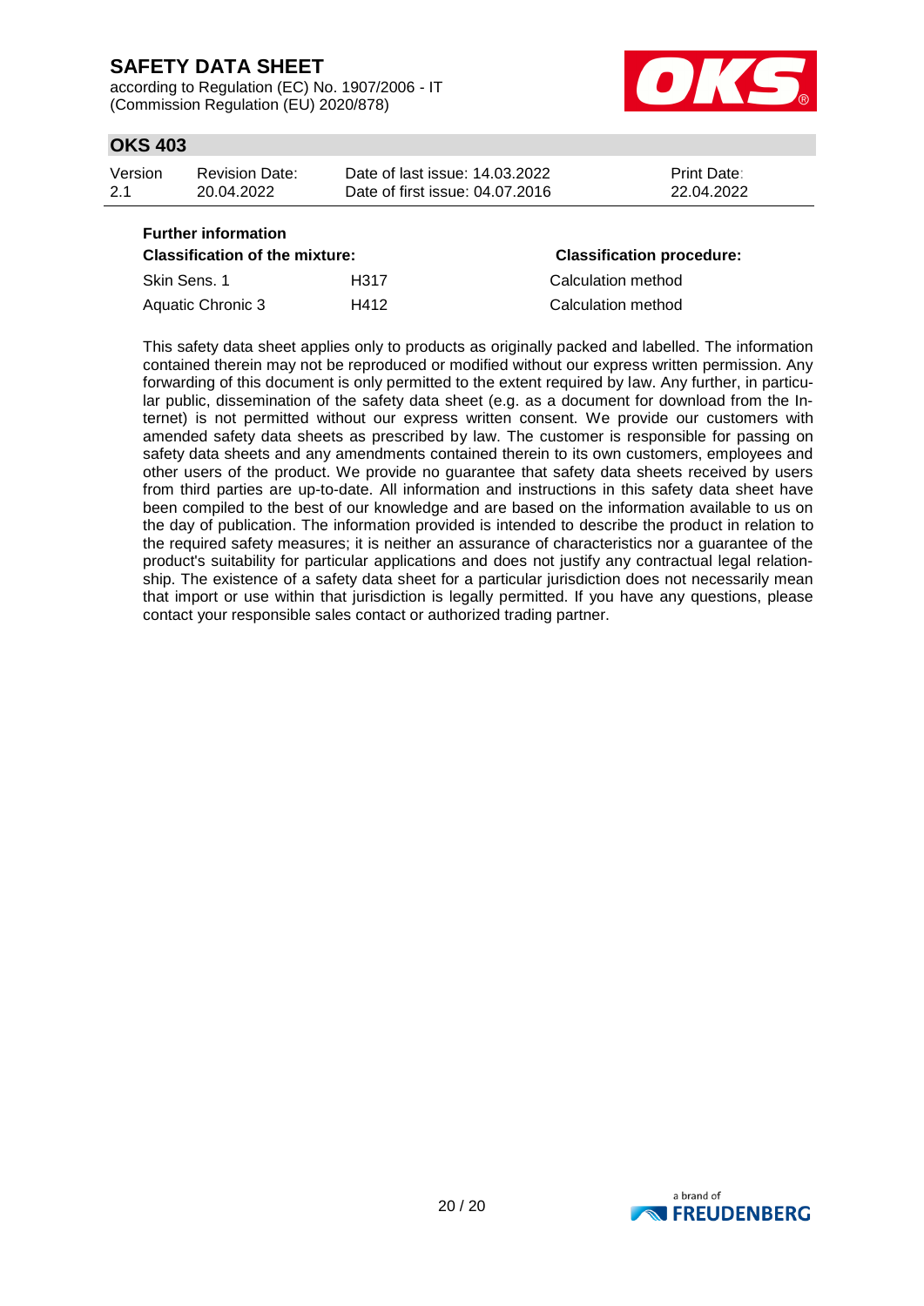**Further information**

| Classification of the mixture: | | Classification procedure: |
| --- | --- | --- |
| Skin Sens. 1 | H317 | Calculation method |
| Aquatic Chronic 3 | H412 | Calculation method |

This safety data sheet applies only to products as originally packed and labelled. The information contained therein may not be reproduced or modified without our express written permission. Any forwarding of this document is only permitted to the extent required by law. Any further, in particular public, dissemination of the safety data sheet (e.g. as a document for download from the Internet) is not permitted without our express written consent. We provide our customers with amended safety data sheets as prescribed by law. The customer is responsible for passing on safety data sheets and any amendments contained therein to its own customers, employees and other users of the product. We provide no guarantee that safety data sheets received by users from third parties are up-to-date. All information and instructions in this safety data sheet have been compiled to the best of our knowledge and are based on the information available to us on the day of publication. The information provided is intended to describe the product in relation to the required safety measures; it is neither an assurance of characteristics nor a guarantee of the product's suitability for particular applications and does not justify any contractual legal relationship. The existence of a safety data sheet for a particular jurisdiction does not necessarily mean that import or use within that jurisdiction is legally permitted. If you have any questions, please contact your responsible sales contact or authorized trading partner.